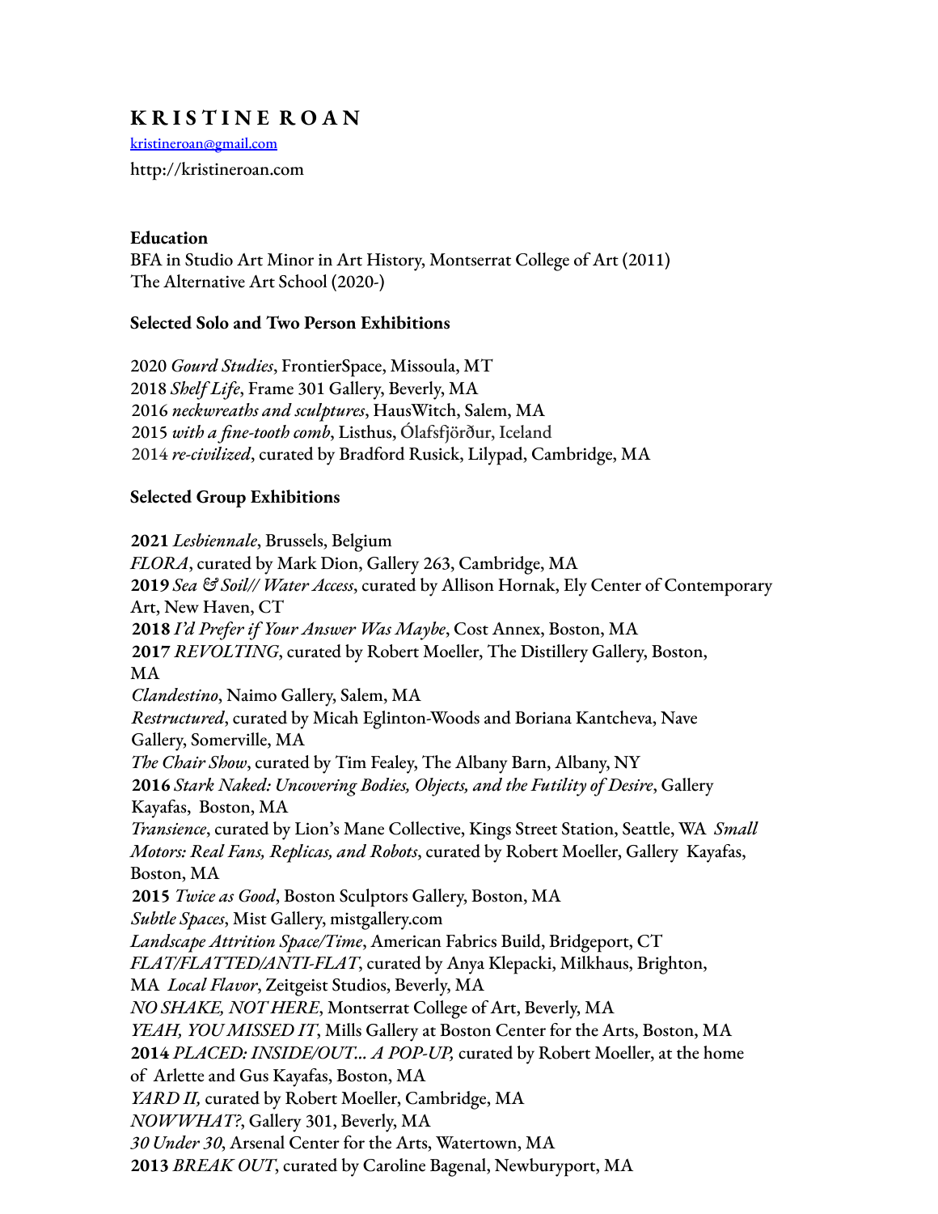# KRISTINE ROAN

kristineroan@gmail.com

http://kristineroan.com

**Education**

BFA in Studio Art Minor in Art History, Montserrat College of Art (2011)
The Alternative Art School (2020-)

**Selected Solo and Two Person Exhibitions**

2020 *Gourd Studies*, FrontierSpace, Missoula, MT
2018 *Shelf Life*, Frame 301 Gallery, Beverly, MA
2016 *neckwreaths and sculptures*, HausWitch, Salem, MA
2015 *with a fine-tooth comb*, Listhus, Ólafsfjörður, Iceland
2014 *re-civilized*, curated by Bradford Rusick, Lilypad, Cambridge, MA

**Selected Group Exhibitions**

**2021** *Lesbiennale*, Brussels, Belgium
*FLORA*, curated by Mark Dion, Gallery 263, Cambridge, MA
**2019** *Sea & Soil// Water Access*, curated by Allison Hornak, Ely Center of Contemporary Art, New Haven, CT
**2018** *I'd Prefer if Your Answer Was Maybe*, Cost Annex, Boston, MA
**2017** *REVOLTING*, curated by Robert Moeller, The Distillery Gallery, Boston, MA
*Clandestino*, Naimo Gallery, Salem, MA
*Restructured*, curated by Micah Eglinton-Woods and Boriana Kantcheva, Nave Gallery, Somerville, MA
*The Chair Show*, curated by Tim Fealey, The Albany Barn, Albany, NY
**2016** *Stark Naked: Uncovering Bodies, Objects, and the Futility of Desire*, Gallery Kayafas, Boston, MA
*Transience*, curated by Lion's Mane Collective, Kings Street Station, Seattle, WA
*Small Motors: Real Fans, Replicas, and Robots*, curated by Robert Moeller, Gallery Kayafas, Boston, MA
**2015** *Twice as Good*, Boston Sculptors Gallery, Boston, MA
*Subtle Spaces*, Mist Gallery, mistgallery.com
*Landscape Attrition Space/Time*, American Fabrics Build, Bridgeport, CT
*FLAT/FLATTED/ANTI-FLAT*, curated by Anya Klepacki, Milkhaus, Brighton, MA
*Local Flavor*, Zeitgeist Studios, Beverly, MA
*NO SHAKE, NOT HERE*, Montserrat College of Art, Beverly, MA
*YEAH, YOU MISSED IT*, Mills Gallery at Boston Center for the Arts, Boston, MA
**2014** *PLACED: INSIDE/OUT... A POP-UP,* curated by Robert Moeller, at the home of Arlette and Gus Kayafas, Boston, MA
*YARD II,* curated by Robert Moeller, Cambridge, MA
*NOWWHAT?*, Gallery 301, Beverly, MA
*30 Under 30*, Arsenal Center for the Arts, Watertown, MA
**2013** *BREAK OUT*, curated by Caroline Bagenal, Newburyport, MA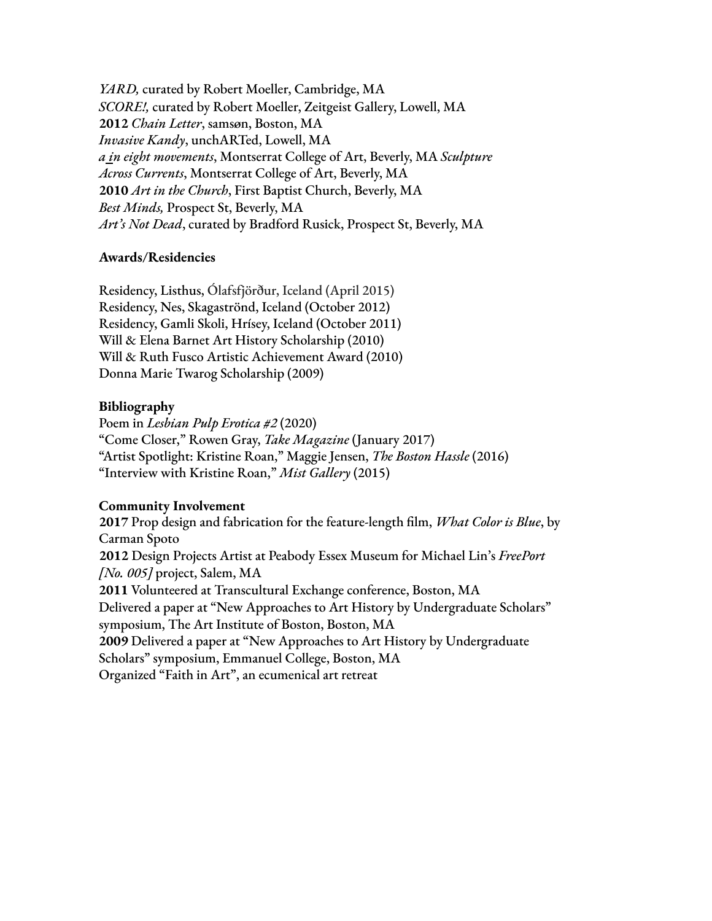*YARD,* curated by Robert Moeller, Cambridge, MA
*SCORE!,* curated by Robert Moeller, Zeitgeist Gallery, Lowell, MA
**2012** *Chain Letter*, samsøn, Boston, MA
*Invasive Kandy*, unchARTed, Lowell, MA
*a in eight movements*, Montserrat College of Art, Beverly, MA
*Sculpture Across Currents*, Montserrat College of Art, Beverly, MA
**2010** *Art in the Church*, First Baptist Church, Beverly, MA
*Best Minds,* Prospect St, Beverly, MA
*Art's Not Dead*, curated by Bradford Rusick, Prospect St, Beverly, MA

**Awards/Residencies**

Residency, Listhus, Ólafsfjörður, Iceland (April 2015)
Residency, Nes, Skagaströnd, Iceland (October 2012)
Residency, Gamli Skoli, Hrísey, Iceland (October 2011)
Will & Elena Barnet Art History Scholarship (2010)
Will & Ruth Fusco Artistic Achievement Award (2010)
Donna Marie Twarog Scholarship (2009)

**Bibliography**

Poem in *Lesbian Pulp Erotica #2* (2020)
"Come Closer," Rowen Gray, *Take Magazine* (January 2017)
"Artist Spotlight: Kristine Roan," Maggie Jensen, *The Boston Hassle* (2016)
"Interview with Kristine Roan," *Mist Gallery* (2015)

**Community Involvement**

**2017** Prop design and fabrication for the feature-length film, *What Color is Blue*, by Carman Spoto
**2012** Design Projects Artist at Peabody Essex Museum for Michael Lin's *FreePort [No. 005]* project, Salem, MA
**2011** Volunteered at Transcultural Exchange conference, Boston, MA
Delivered a paper at "New Approaches to Art History by Undergraduate Scholars" symposium, The Art Institute of Boston, Boston, MA
**2009** Delivered a paper at "New Approaches to Art History by Undergraduate Scholars" symposium, Emmanuel College, Boston, MA
Organized "Faith in Art", an ecumenical art retreat